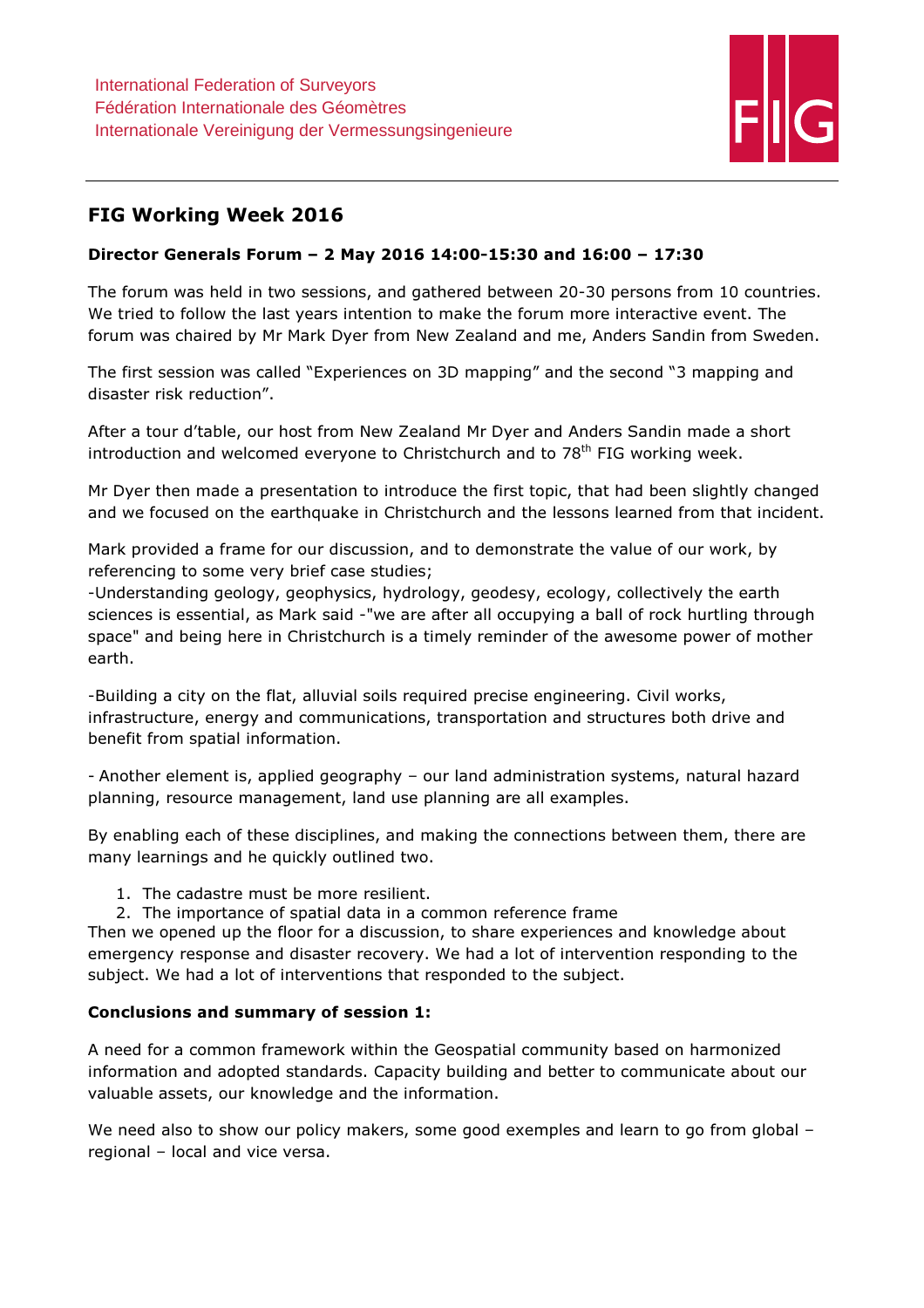International Federation of Surveyors
Fédération Internationale des Géomètres
Internationale Vereinigung der Vermessungsingenieure

# FIG Working Week 2016

**Director Generals Forum – 2 May 2016 14:00-15:30 and 16:00 – 17:30**

The forum was held in two sessions, and gathered between 20-30 persons from 10 countries. We tried to follow the last years intention to make the forum more interactive event. The forum was chaired by Mr Mark Dyer from New Zealand and me, Anders Sandin from Sweden.

The first session was called "Experiences on 3D mapping" and the second "3 mapping and disaster risk reduction".

After a tour d'table, our host from New Zealand Mr Dyer and Anders Sandin made a short introduction and welcomed everyone to Christchurch and to 78th FIG working week.

Mr Dyer then made a presentation to introduce the first topic, that had been slightly changed and we focused on the earthquake in Christchurch and the lessons learned from that incident.

Mark provided a frame for our discussion, and to demonstrate the value of our work, by referencing to some very brief case studies;
-Understanding geology, geophysics, hydrology, geodesy, ecology, collectively the earth sciences is essential, as Mark said -"we are after all occupying a ball of rock hurtling through space" and being here in Christchurch is a timely reminder of the awesome power of mother earth.

-Building a city on the flat, alluvial soils required precise engineering. Civil works, infrastructure, energy and communications, transportation and structures both drive and benefit from spatial information.

- Another element is, applied geography – our land administration systems, natural hazard planning, resource management, land use planning are all examples.

By enabling each of these disciplines, and making the connections between them, there are many learnings and he quickly outlined two.

1. The cadastre must be more resilient.
2. The importance of spatial data in a common reference frame

Then we opened up the floor for a discussion, to share experiences and knowledge about emergency response and disaster recovery. We had a lot of intervention responding to the subject. We had a lot of interventions that responded to the subject.

**Conclusions and summary of session 1:**

A need for a common framework within the Geospatial community based on harmonized information and adopted standards. Capacity building and better to communicate about our valuable assets, our knowledge and the information.

We need also to show our policy makers, some good exemples and learn to go from global – regional – local and vice versa.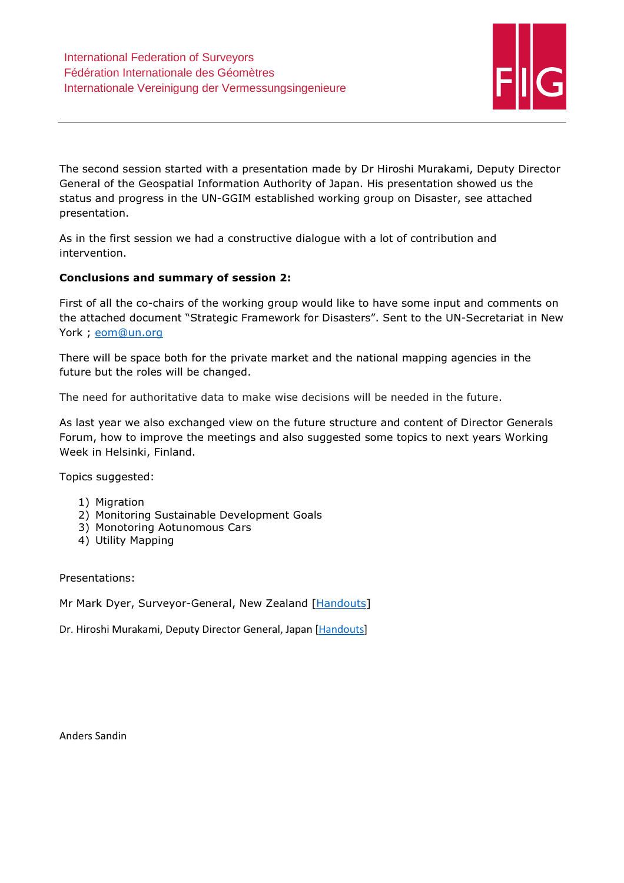The second session started with a presentation made by Dr Hiroshi Murakami, Deputy Director General of the Geospatial Information Authority of Japan. His presentation showed us the status and progress in the UN-GGIM established working group on Disaster, see attached presentation.

As in the first session we had a constructive dialogue with a lot of contribution and intervention.

**Conclusions and summary of session 2:**

First of all the co-chairs of the working group would like to have some input and comments on the attached document "Strategic Framework for Disasters". Sent to the UN-Secretariat in New York ; eom@un.org

There will be space both for the private market and the national mapping agencies in the future but the roles will be changed.

The need for authoritative data to make wise decisions will be needed in the future.

As last year we also exchanged view on the future structure and content of Director Generals Forum, how to improve the meetings and also suggested some topics to next years Working Week in Helsinki, Finland.

Topics suggested:

1) Migration
2) Monitoring Sustainable Development Goals
3) Monotoring Aotunomous Cars
4) Utility Mapping

Presentations:

Mr Mark Dyer, Surveyor-General, New Zealand [Handouts]

Dr. Hiroshi Murakami, Deputy Director General, Japan [Handouts]

Anders Sandin